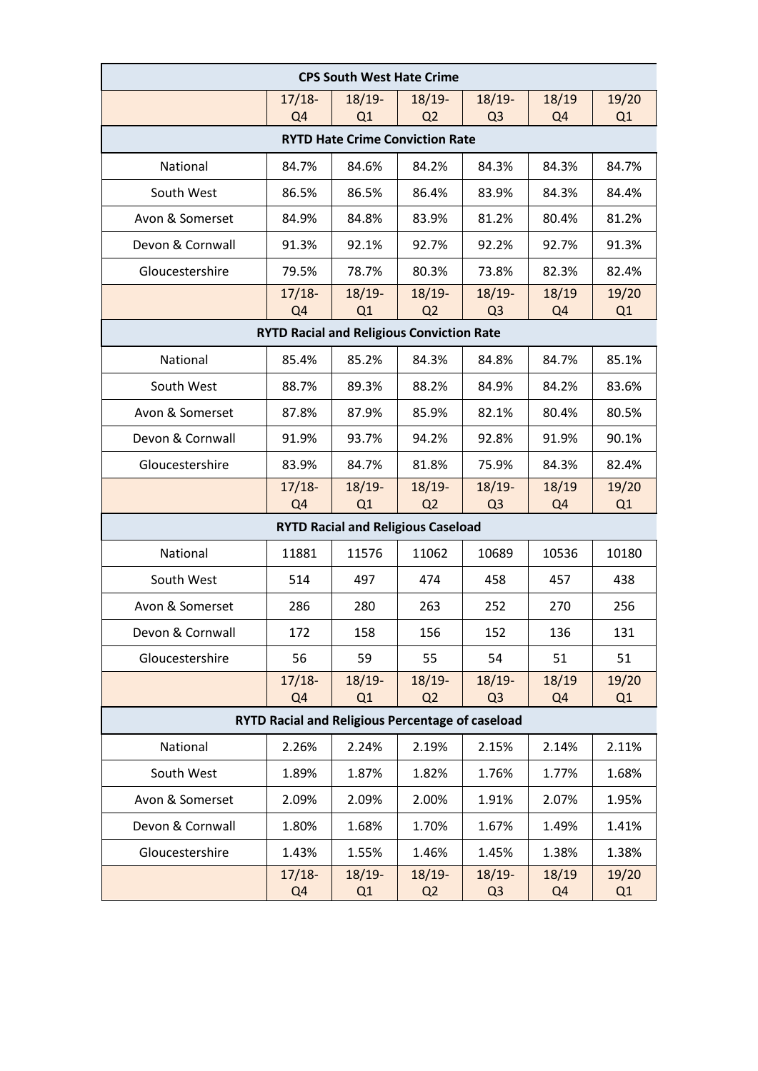| CPS South West Hate Crime | | | | | | |
|---|---|---|---|---|---|---|
| | 17/18-Q4 | 18/19-Q1 | 18/19-Q2 | 18/19-Q3 | 18/19 Q4 | 19/20 Q1 |
| **RYTD Hate Crime Conviction Rate** | | | | | | |
| National | 84.7% | 84.6% | 84.2% | 84.3% | 84.3% | 84.7% |
| South West | 86.5% | 86.5% | 86.4% | 83.9% | 84.3% | 84.4% |
| Avon & Somerset | 84.9% | 84.8% | 83.9% | 81.2% | 80.4% | 81.2% |
| Devon & Cornwall | 91.3% | 92.1% | 92.7% | 92.2% | 92.7% | 91.3% |
| Gloucestershire | 79.5% | 78.7% | 80.3% | 73.8% | 82.3% | 82.4% |
| | 17/18-Q4 | 18/19-Q1 | 18/19-Q2 | 18/19-Q3 | 18/19 Q4 | 19/20 Q1 |
| **RYTD Racial and Religious Conviction Rate** | | | | | | |
| National | 85.4% | 85.2% | 84.3% | 84.8% | 84.7% | 85.1% |
| South West | 88.7% | 89.3% | 88.2% | 84.9% | 84.2% | 83.6% |
| Avon & Somerset | 87.8% | 87.9% | 85.9% | 82.1% | 80.4% | 80.5% |
| Devon & Cornwall | 91.9% | 93.7% | 94.2% | 92.8% | 91.9% | 90.1% |
| Gloucestershire | 83.9% | 84.7% | 81.8% | 75.9% | 84.3% | 82.4% |
| | 17/18-Q4 | 18/19-Q1 | 18/19-Q2 | 18/19-Q3 | 18/19 Q4 | 19/20 Q1 |
| **RYTD Racial and Religious Caseload** | | | | | | |
| National | 11881 | 11576 | 11062 | 10689 | 10536 | 10180 |
| South West | 514 | 497 | 474 | 458 | 457 | 438 |
| Avon & Somerset | 286 | 280 | 263 | 252 | 270 | 256 |
| Devon & Cornwall | 172 | 158 | 156 | 152 | 136 | 131 |
| Gloucestershire | 56 | 59 | 55 | 54 | 51 | 51 |
| | 17/18-Q4 | 18/19-Q1 | 18/19-Q2 | 18/19-Q3 | 18/19 Q4 | 19/20 Q1 |
| **RYTD Racial and Religious Percentage of caseload** | | | | | | |
| National | 2.26% | 2.24% | 2.19% | 2.15% | 2.14% | 2.11% |
| South West | 1.89% | 1.87% | 1.82% | 1.76% | 1.77% | 1.68% |
| Avon & Somerset | 2.09% | 2.09% | 2.00% | 1.91% | 2.07% | 1.95% |
| Devon & Cornwall | 1.80% | 1.68% | 1.70% | 1.67% | 1.49% | 1.41% |
| Gloucestershire | 1.43% | 1.55% | 1.46% | 1.45% | 1.38% | 1.38% |
| | 17/18-Q4 | 18/19-Q1 | 18/19-Q2 | 18/19-Q3 | 18/19 Q4 | 19/20 Q1 |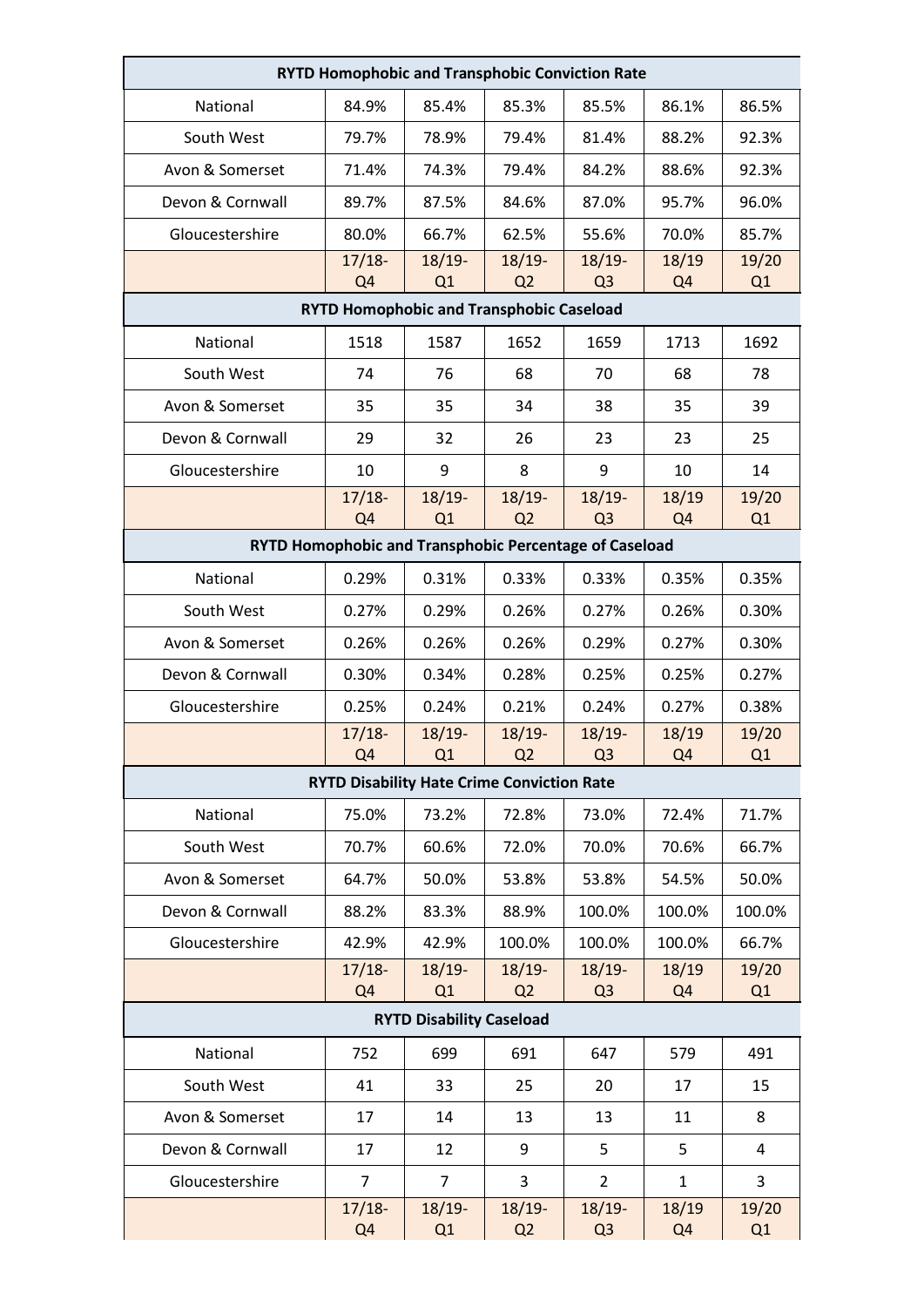| RYTD Homophobic and Transphobic Conviction Rate | | | | | | |
|---|---|---|---|---|---|---|
| National | 84.9% | 85.4% | 85.3% | 85.5% | 86.1% | 86.5% |
| South West | 79.7% | 78.9% | 79.4% | 81.4% | 88.2% | 92.3% |
| Avon & Somerset | 71.4% | 74.3% | 79.4% | 84.2% | 88.6% | 92.3% |
| Devon & Cornwall | 89.7% | 87.5% | 84.6% | 87.0% | 95.7% | 96.0% |
| Gloucestershire | 80.0% | 66.7% | 62.5% | 55.6% | 70.0% | 85.7% |
| | 17/18-Q4 | 18/19-Q1 | 18/19-Q2 | 18/19-Q3 | 18/19 Q4 | 19/20 Q1 |

| RYTD Homophobic and Transphobic Caseload | | | | | | |
|---|---|---|---|---|---|---|
| National | 1518 | 1587 | 1652 | 1659 | 1713 | 1692 |
| South West | 74 | 76 | 68 | 70 | 68 | 78 |
| Avon & Somerset | 35 | 35 | 34 | 38 | 35 | 39 |
| Devon & Cornwall | 29 | 32 | 26 | 23 | 23 | 25 |
| Gloucestershire | 10 | 9 | 8 | 9 | 10 | 14 |
| | 17/18-Q4 | 18/19-Q1 | 18/19-Q2 | 18/19-Q3 | 18/19 Q4 | 19/20 Q1 |

| RYTD Homophobic and Transphobic Percentage of Caseload | | | | | | |
|---|---|---|---|---|---|---|
| National | 0.29% | 0.31% | 0.33% | 0.33% | 0.35% | 0.35% |
| South West | 0.27% | 0.29% | 0.26% | 0.27% | 0.26% | 0.30% |
| Avon & Somerset | 0.26% | 0.26% | 0.26% | 0.29% | 0.27% | 0.30% |
| Devon & Cornwall | 0.30% | 0.34% | 0.28% | 0.25% | 0.25% | 0.27% |
| Gloucestershire | 0.25% | 0.24% | 0.21% | 0.24% | 0.27% | 0.38% |
| | 17/18-Q4 | 18/19-Q1 | 18/19-Q2 | 18/19-Q3 | 18/19 Q4 | 19/20 Q1 |

| RYTD Disability Hate Crime Conviction Rate | | | | | | |
|---|---|---|---|---|---|---|
| National | 75.0% | 73.2% | 72.8% | 73.0% | 72.4% | 71.7% |
| South West | 70.7% | 60.6% | 72.0% | 70.0% | 70.6% | 66.7% |
| Avon & Somerset | 64.7% | 50.0% | 53.8% | 53.8% | 54.5% | 50.0% |
| Devon & Cornwall | 88.2% | 83.3% | 88.9% | 100.0% | 100.0% | 100.0% |
| Gloucestershire | 42.9% | 42.9% | 100.0% | 100.0% | 100.0% | 66.7% |
| | 17/18-Q4 | 18/19-Q1 | 18/19-Q2 | 18/19-Q3 | 18/19 Q4 | 19/20 Q1 |

| RYTD Disability Caseload | | | | | | |
|---|---|---|---|---|---|---|
| National | 752 | 699 | 691 | 647 | 579 | 491 |
| South West | 41 | 33 | 25 | 20 | 17 | 15 |
| Avon & Somerset | 17 | 14 | 13 | 13 | 11 | 8 |
| Devon & Cornwall | 17 | 12 | 9 | 5 | 5 | 4 |
| Gloucestershire | 7 | 7 | 3 | 2 | 1 | 3 |
| | 17/18-Q4 | 18/19-Q1 | 18/19-Q2 | 18/19-Q3 | 18/19 Q4 | 19/20 Q1 |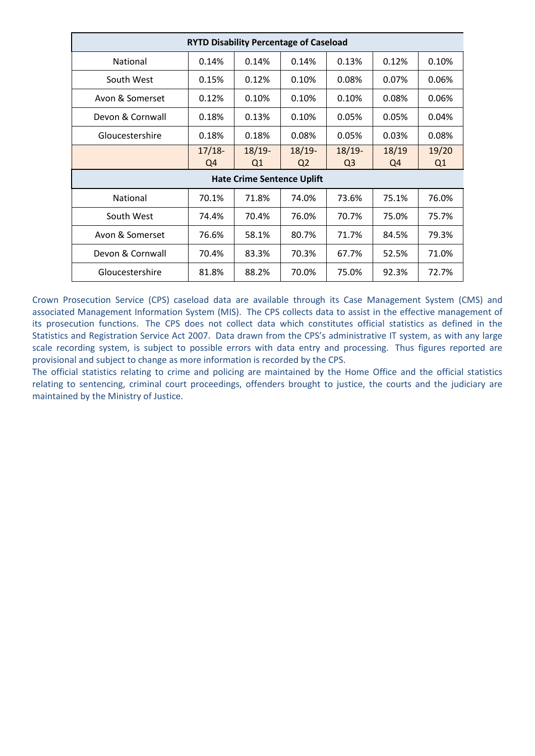| RYTD Disability Percentage of Caseload | | | | | | |
|---|---|---|---|---|---|---|
| National | 0.14% | 0.14% | 0.14% | 0.13% | 0.12% | 0.10% |
| South West | 0.15% | 0.12% | 0.10% | 0.08% | 0.07% | 0.06% |
| Avon & Somerset | 0.12% | 0.10% | 0.10% | 0.10% | 0.08% | 0.06% |
| Devon & Cornwall | 0.18% | 0.13% | 0.10% | 0.05% | 0.05% | 0.04% |
| Gloucestershire | 0.18% | 0.18% | 0.08% | 0.05% | 0.03% | 0.08% |
| | 17/18-Q4 | 18/19-Q1 | 18/19-Q2 | 18/19-Q3 | 18/19 Q4 | 19/20 Q1 |
| **Hate Crime Sentence Uplift** | | | | | | |
| National | 70.1% | 71.8% | 74.0% | 73.6% | 75.1% | 76.0% |
| South West | 74.4% | 70.4% | 76.0% | 70.7% | 75.0% | 75.7% |
| Avon & Somerset | 76.6% | 58.1% | 80.7% | 71.7% | 84.5% | 79.3% |
| Devon & Cornwall | 70.4% | 83.3% | 70.3% | 67.7% | 52.5% | 71.0% |
| Gloucestershire | 81.8% | 88.2% | 70.0% | 75.0% | 92.3% | 72.7% |

Crown Prosecution Service (CPS) caseload data are available through its Case Management System (CMS) and associated Management Information System (MIS). The CPS collects data to assist in the effective management of its prosecution functions. The CPS does not collect data which constitutes official statistics as defined in the Statistics and Registration Service Act 2007. Data drawn from the CPS's administrative IT system, as with any large scale recording system, is subject to possible errors with data entry and processing. Thus figures reported are provisional and subject to change as more information is recorded by the CPS.

The official statistics relating to crime and policing are maintained by the Home Office and the official statistics relating to sentencing, criminal court proceedings, offenders brought to justice, the courts and the judiciary are maintained by the Ministry of Justice.